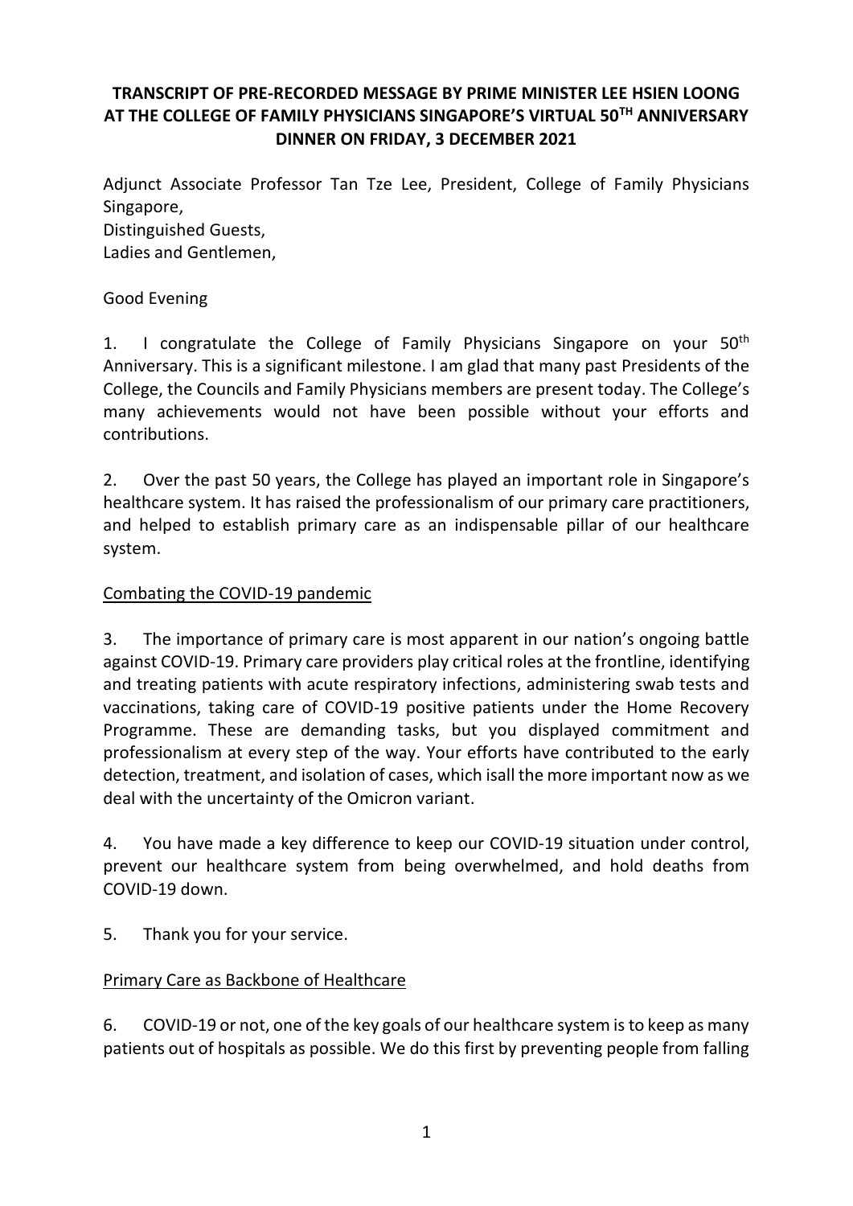**TRANSCRIPT OF PRE-RECORDED MESSAGE BY PRIME MINISTER LEE HSIEN LOONG AT THE COLLEGE OF FAMILY PHYSICIANS SINGAPORE'S VIRTUAL 50TH ANNIVERSARY DINNER ON FRIDAY, 3 DECEMBER 2021**

Adjunct Associate Professor Tan Tze Lee, President, College of Family Physicians Singapore,
Distinguished Guests,
Ladies and Gentlemen,

Good Evening

1. I congratulate the College of Family Physicians Singapore on your 50th Anniversary. This is a significant milestone. I am glad that many past Presidents of the College, the Councils and Family Physicians members are present today. The College's many achievements would not have been possible without your efforts and contributions.

2. Over the past 50 years, the College has played an important role in Singapore's healthcare system. It has raised the professionalism of our primary care practitioners, and helped to establish primary care as an indispensable pillar of our healthcare system.

Combating the COVID-19 pandemic

3. The importance of primary care is most apparent in our nation's ongoing battle against COVID-19. Primary care providers play critical roles at the frontline, identifying and treating patients with acute respiratory infections, administering swab tests and vaccinations, taking care of COVID-19 positive patients under the Home Recovery Programme. These are demanding tasks, but you displayed commitment and professionalism at every step of the way. Your efforts have contributed to the early detection, treatment, and isolation of cases, which isall the more important now as we deal with the uncertainty of the Omicron variant.

4. You have made a key difference to keep our COVID-19 situation under control, prevent our healthcare system from being overwhelmed, and hold deaths from COVID-19 down.

5. Thank you for your service.

Primary Care as Backbone of Healthcare

6. COVID-19 or not, one of the key goals of our healthcare system is to keep as many patients out of hospitals as possible. We do this first by preventing people from falling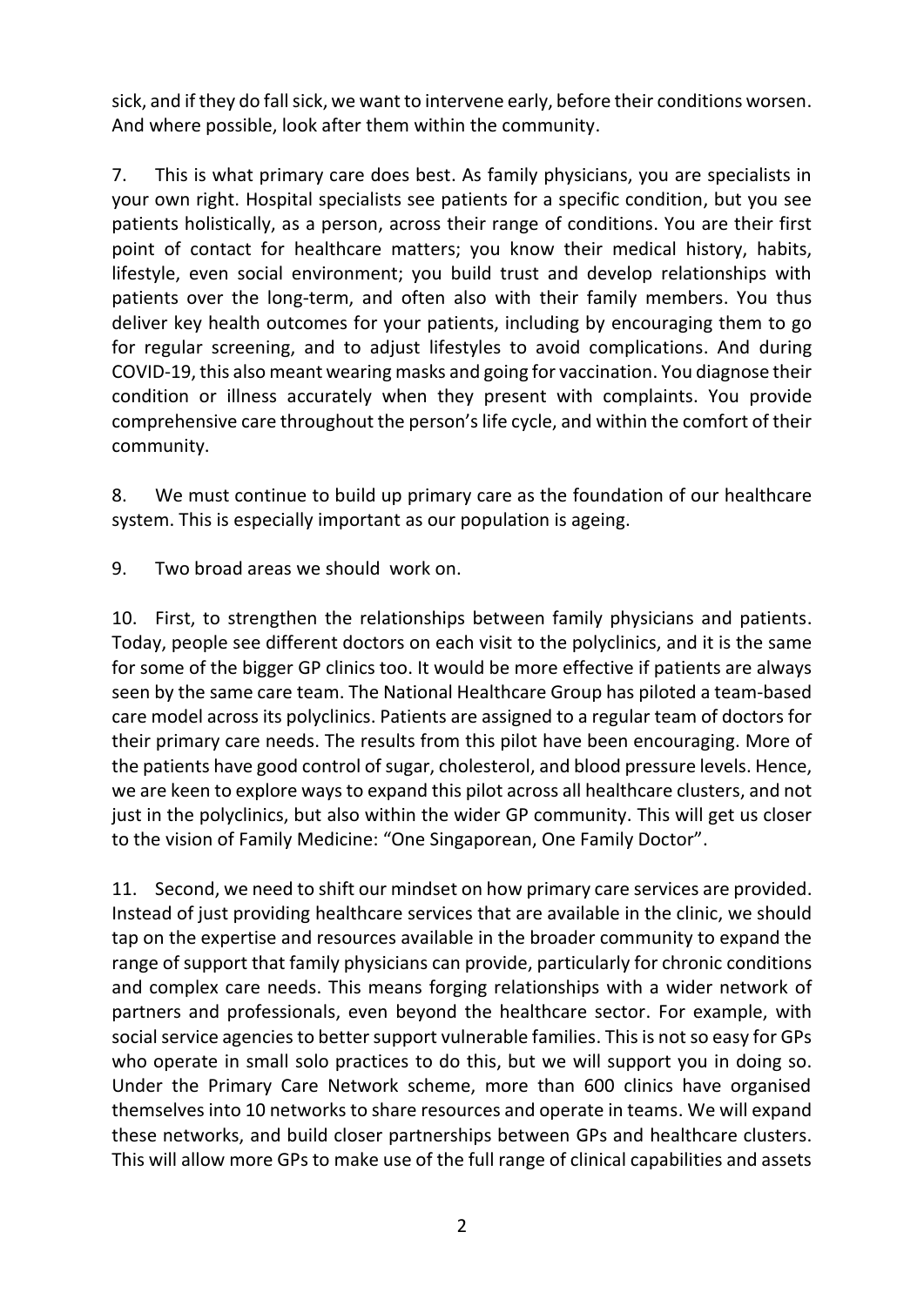sick, and if they do fall sick, we want to intervene early, before their conditions worsen. And where possible, look after them within the community.

7. This is what primary care does best. As family physicians, you are specialists in your own right. Hospital specialists see patients for a specific condition, but you see patients holistically, as a person, across their range of conditions. You are their first point of contact for healthcare matters; you know their medical history, habits, lifestyle, even social environment; you build trust and develop relationships with patients over the long-term, and often also with their family members. You thus deliver key health outcomes for your patients, including by encouraging them to go for regular screening, and to adjust lifestyles to avoid complications. And during COVID-19, this also meant wearing masks and going for vaccination. You diagnose their condition or illness accurately when they present with complaints. You provide comprehensive care throughout the person's life cycle, and within the comfort of their community.

8. We must continue to build up primary care as the foundation of our healthcare system. This is especially important as our population is ageing.

9. Two broad areas we should work on.

10. First, to strengthen the relationships between family physicians and patients. Today, people see different doctors on each visit to the polyclinics, and it is the same for some of the bigger GP clinics too. It would be more effective if patients are always seen by the same care team. The National Healthcare Group has piloted a team-based care model across its polyclinics. Patients are assigned to a regular team of doctors for their primary care needs. The results from this pilot have been encouraging. More of the patients have good control of sugar, cholesterol, and blood pressure levels. Hence, we are keen to explore ways to expand this pilot across all healthcare clusters, and not just in the polyclinics, but also within the wider GP community. This will get us closer to the vision of Family Medicine: "One Singaporean, One Family Doctor".

11. Second, we need to shift our mindset on how primary care services are provided. Instead of just providing healthcare services that are available in the clinic, we should tap on the expertise and resources available in the broader community to expand the range of support that family physicians can provide, particularly for chronic conditions and complex care needs. This means forging relationships with a wider network of partners and professionals, even beyond the healthcare sector. For example, with social service agencies to better support vulnerable families. This is not so easy for GPs who operate in small solo practices to do this, but we will support you in doing so. Under the Primary Care Network scheme, more than 600 clinics have organised themselves into 10 networks to share resources and operate in teams. We will expand these networks, and build closer partnerships between GPs and healthcare clusters. This will allow more GPs to make use of the full range of clinical capabilities and assets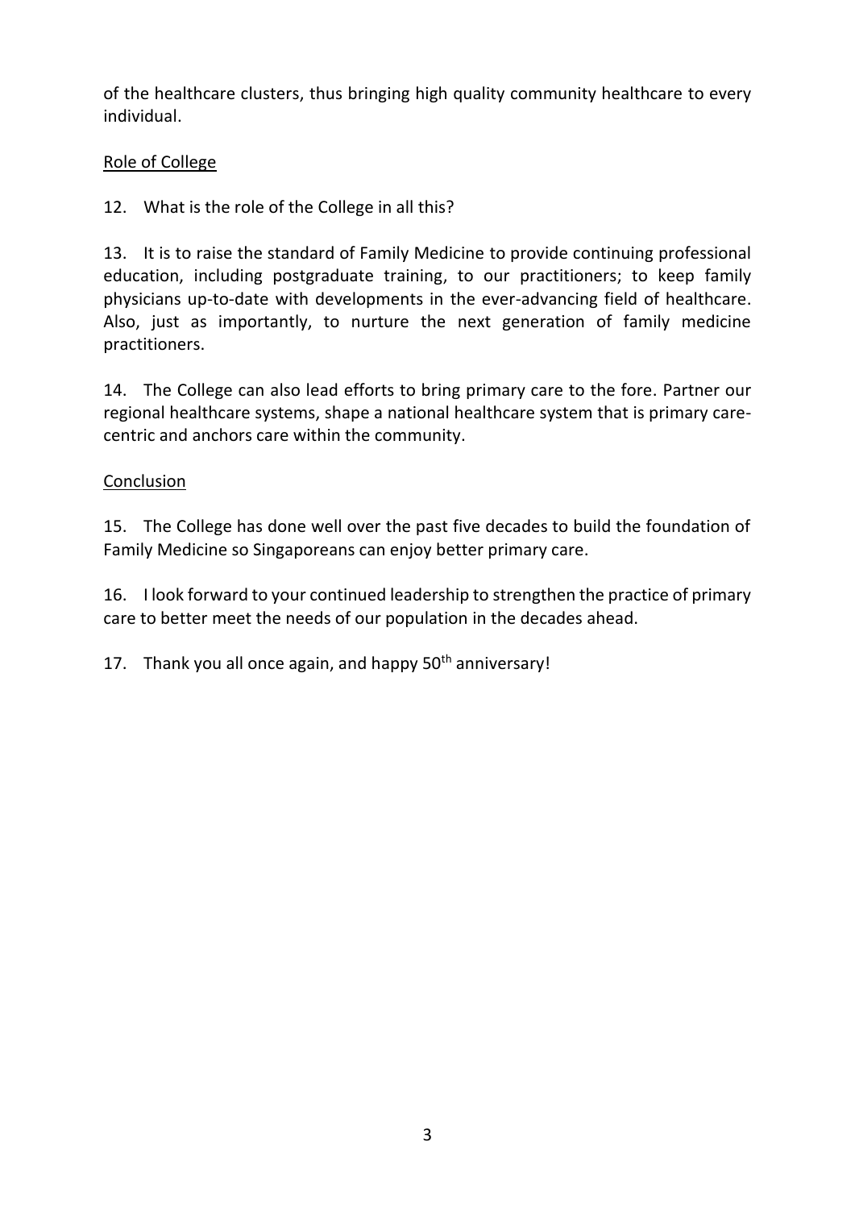of the healthcare clusters, thus bringing high quality community healthcare to every individual.

Role of College

12. What is the role of the College in all this?

13. It is to raise the standard of Family Medicine to provide continuing professional education, including postgraduate training, to our practitioners; to keep family physicians up-to-date with developments in the ever-advancing field of healthcare. Also, just as importantly, to nurture the next generation of family medicine practitioners.

14. The College can also lead efforts to bring primary care to the fore. Partner our regional healthcare systems, shape a national healthcare system that is primary care-centric and anchors care within the community.

Conclusion

15. The College has done well over the past five decades to build the foundation of Family Medicine so Singaporeans can enjoy better primary care.

16. I look forward to your continued leadership to strengthen the practice of primary care to better meet the needs of our population in the decades ahead.

17. Thank you all once again, and happy 50th anniversary!